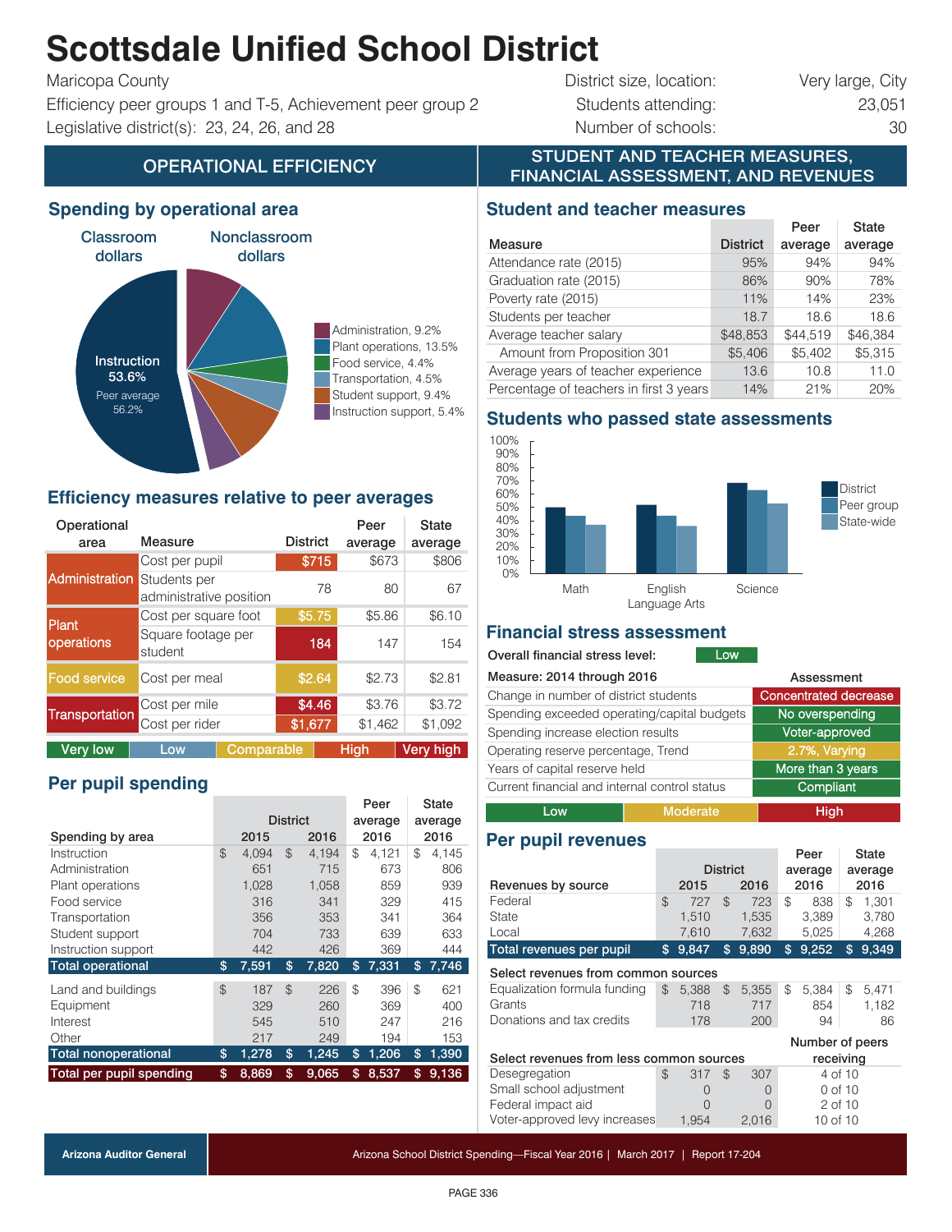# Scottsdale Unified School District

Maricopa County
Efficiency peer groups 1 and T-5, Achievement peer group 2
Legislative district(s): 23, 24, 26, and 28

District size, location: Very large, City
Students attending: 23,051
Number of schools: 30

## OPERATIONAL EFFICIENCY

### Spending by operational area

Classroom dollars / Nonclassroom dollars

- Instruction 53.6% (Peer average 56.2%)
- Administration, 9.2%
- Plant operations, 13.5%
- Food service, 4.4%
- Transportation, 4.5%
- Student support, 9.4%
- Instruction support, 5.4%

### Efficiency measures relative to peer averages

| Operational area | Measure | District | Peer average | State average |
|---|---|---|---|---|
| Administration | Cost per pupil | $715 | $673 | $806 |
| | Students per administrative position | 78 | 80 | 67 |
| Plant operations | Cost per square foot | $5.75 | $5.86 | $6.10 |
| | Square footage per student | 184 | 147 | 154 |
| Food service | Cost per meal | $2.64 | $2.73 | $2.81 |
| Transportation | Cost per mile | $4.46 | $3.76 | $3.72 |
| | Cost per rider | $1,677 | $1,462 | $1,092 |

Very low | Low | Comparable | High | Very high

### Per pupil spending

| Spending by area | District 2015 | District 2016 | Peer average 2016 | State average 2016 |
|---|---|---|---|---|
| Instruction | $ 4,094 | $ 4,194 | $ 4,121 | $ 4,145 |
| Administration | 651 | 715 | 673 | 806 |
| Plant operations | 1,028 | 1,058 | 859 | 939 |
| Food service | 316 | 341 | 329 | 415 |
| Transportation | 356 | 353 | 341 | 364 |
| Student support | 704 | 733 | 639 | 633 |
| Instruction support | 442 | 426 | 369 | 444 |
| **Total operational** | **$ 7,591** | **$ 7,820** | **$ 7,331** | **$ 7,746** |
| Land and buildings | $ 187 | $ 226 | $ 396 | $ 621 |
| Equipment | 329 | 260 | 369 | 400 |
| Interest | 545 | 510 | 247 | 216 |
| Other | 217 | 249 | 194 | 153 |
| **Total nonoperational** | **$ 1,278** | **$ 1,245** | **$ 1,206** | **$ 1,390** |
| **Total per pupil spending** | **$ 8,869** | **$ 9,065** | **$ 8,537** | **$ 9,136** |

## STUDENT AND TEACHER MEASURES, FINANCIAL ASSESSMENT, AND REVENUES

### Student and teacher measures

| Measure | District | Peer average | State average |
|---|---|---|---|
| Attendance rate (2015) | 95% | 94% | 94% |
| Graduation rate (2015) | 86% | 90% | 78% |
| Poverty rate (2015) | 11% | 14% | 23% |
| Students per teacher | 18.7 | 18.6 | 18.6 |
| Average teacher salary | $48,853 | $44,519 | $46,384 |
| Amount from Proposition 301 | $5,406 | $5,402 | $5,315 |
| Average years of teacher experience | 13.6 | 10.8 | 11.0 |
| Percentage of teachers in first 3 years | 14% | 21% | 20% |

### Students who passed state assessments

Categories: Math, English Language Arts, Science — District, Peer group, State-wide

### Financial stress assessment

Overall financial stress level: Low

| Measure: 2014 through 2016 | Assessment |
|---|---|
| Change in number of district students | Concentrated decrease |
| Spending exceeded operating/capital budgets | No overspending |
| Spending increase election results | Voter-approved |
| Operating reserve percentage, Trend | 2.7%, Varying |
| Years of capital reserve held | More than 3 years |
| Current financial and internal control status | Compliant |

Low | Moderate | High

### Per pupil revenues

| Revenues by source | District 2015 | District 2016 | Peer average 2016 | State average 2016 |
|---|---|---|---|---|
| Federal | $ 727 | $ 723 | $ 838 | $ 1,301 |
| State | 1,510 | 1,535 | 3,389 | 3,780 |
| Local | 7,610 | 7,632 | 5,025 | 4,268 |
| **Total revenues per pupil** | **$ 9,847** | **$ 9,890** | **$ 9,252** | **$ 9,349** |
| **Select revenues from common sources** | | | | |
| Equalization formula funding | $ 5,388 | $ 5,355 | $ 5,384 | $ 5,471 |
| Grants | 718 | 717 | 854 | 1,182 |
| Donations and tax credits | 178 | 200 | 94 | 86 |

| Select revenues from less common sources | District 2015 | District 2016 | Number of peers receiving |
|---|---|---|---|
| Desegregation | $ 317 | $ 307 | 4 of 10 |
| Small school adjustment | 0 | 0 | 0 of 10 |
| Federal impact aid | 0 | 0 | 2 of 10 |
| Voter-approved levy increases | 1,954 | 2,016 | 10 of 10 |

Arizona Auditor General | Arizona School District Spending—Fiscal Year 2016 | March 2017 | Report 17-204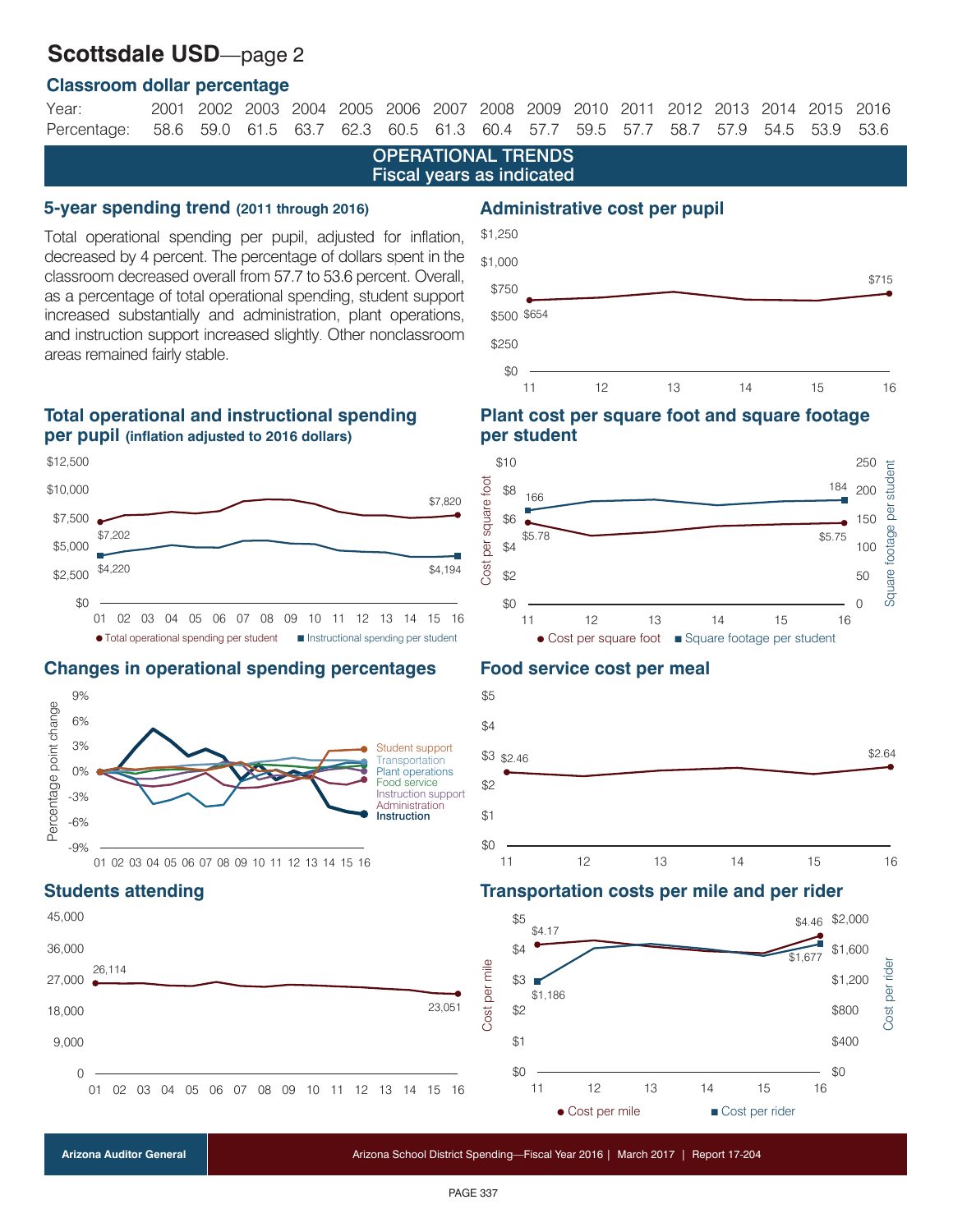# Scottsdale USD—page 2

## Classroom dollar percentage

| Year: | 2001 | 2002 | 2003 | 2004 | 2005 | 2006 | 2007 | 2008 | 2009 | 2010 | 2011 | 2012 | 2013 | 2014 | 2015 | 2016 |
|---|---|---|---|---|---|---|---|---|---|---|---|---|---|---|---|---|
| Percentage: | 58.6 | 59.0 | 61.5 | 63.7 | 62.3 | 60.5 | 61.3 | 60.4 | 57.7 | 59.5 | 57.7 | 58.7 | 57.9 | 54.5 | 53.9 | 53.6 |

## OPERATIONAL TRENDS
Fiscal years as indicated

### 5-year spending trend (2011 through 2016)

Total operational spending per pupil, adjusted for inflation, decreased by 4 percent. The percentage of dollars spent in the classroom decreased overall from 57.7 to 53.6 percent. Overall, as a percentage of total operational spending, student support increased substantially and administration, plant operations, and instruction support increased slightly. Other nonclassroom areas remained fairly stable.

### Administrative cost per pupil

$1,250
$1,000
$750
$500
$250
$0
$654
$715
11 12 13 14 15 16

### Total operational and instructional spending per pupil (inflation adjusted to 2016 dollars)

$12,500
$10,000
$7,500
$5,000
$2,500
$0
$7,202
$7,820
$4,220
$4,194
01 02 03 04 05 06 07 08 09 10 11 12 13 14 15 16
● Total operational spending per student ■ Instructional spending per student

### Plant cost per square foot and square footage per student

Cost per square foot: $10 $8 $6 $4 $2 $0
Square footage per student: 250 200 150 100 50 0
166
184
$5.78
$5.75
11 12 13 14 15 16
● Cost per square foot ■ Square footage per student

### Changes in operational spending percentages

Percentage point change
9%
6%
3%
0%
-3%
-6%
-9%
01 02 03 04 05 06 07 08 09 10 11 12 13 14 15 16
Student support
Transportation
Plant operations
Food service
Instruction support
Administration
Instruction

### Food service cost per meal

$5
$4
$3
$2
$1
$0
$2.46
$2.64
11 12 13 14 15 16

### Students attending

45,000
36,000
27,000
18,000
9,000
0
26,114
23,051
01 02 03 04 05 06 07 08 09 10 11 12 13 14 15 16

### Transportation costs per mile and per rider

Cost per mile: $5 $4 $3 $2 $1 $0
Cost per rider: $2,000 $1,600 $1,200 $800 $400 $0
$4.17
$4.46
$1,186
$1,677
11 12 13 14 15 16
● Cost per mile ■ Cost per rider